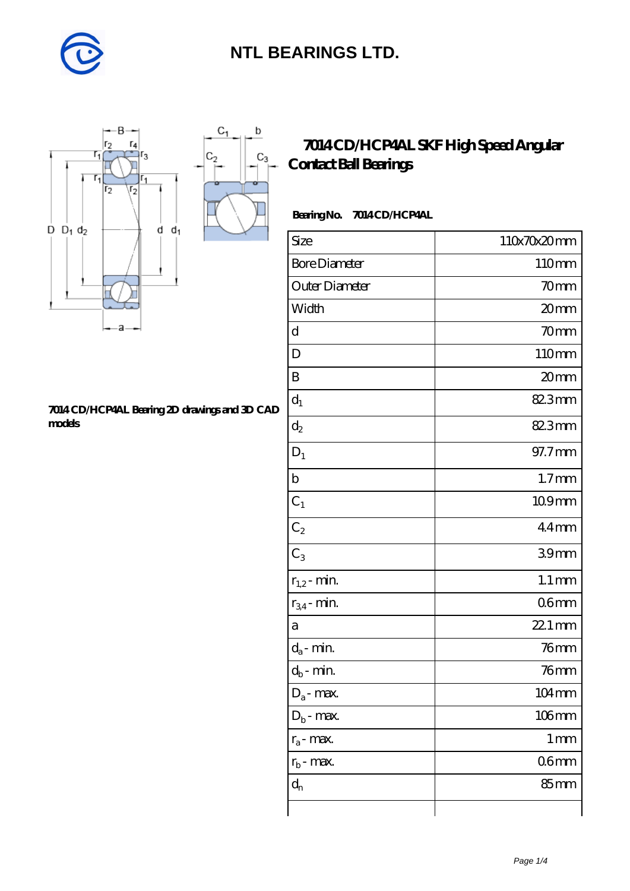# NTL BEARINGS LTD.

## 7014 CD/HCP4AL SKF High Speed Angular Contact Ball Bearings

7014 CD/HCP4AL Bearing 2D drawings and 3D CAD models

**Bearing No. 7014 CD/HCP4AL**

| Size | 110x70x20 mm |
|---|---|
| Bore Diameter | 110 mm |
| Outer Diameter | 70 mm |
| Width | 20 mm |
| d | 70 mm |
| D | 110 mm |
| B | 20 mm |
| $d_1$ | 82.3 mm |
| $d_2$ | 82.3 mm |
| $D_1$ | 97.7 mm |
| b | 1.7 mm |
| $C_1$ | 10.9 mm |
| $C_2$ | 4.4 mm |
| $C_3$ | 3.9 mm |
| $r_{1,2}$ - min. | 1.1 mm |
| $r_{3,4}$ - min. | 0.6 mm |
| a | 22.1 mm |
| $d_a$ - min. | 76 mm |
| $d_b$ - min. | 76 mm |
| $D_a$ - max. | 104 mm |
| $D_b$ - max. | 106 mm |
| $r_a$ - max. | 1 mm |
| $r_b$ - max. | 0.6 mm |
| $d_n$ | 85 mm |
| | |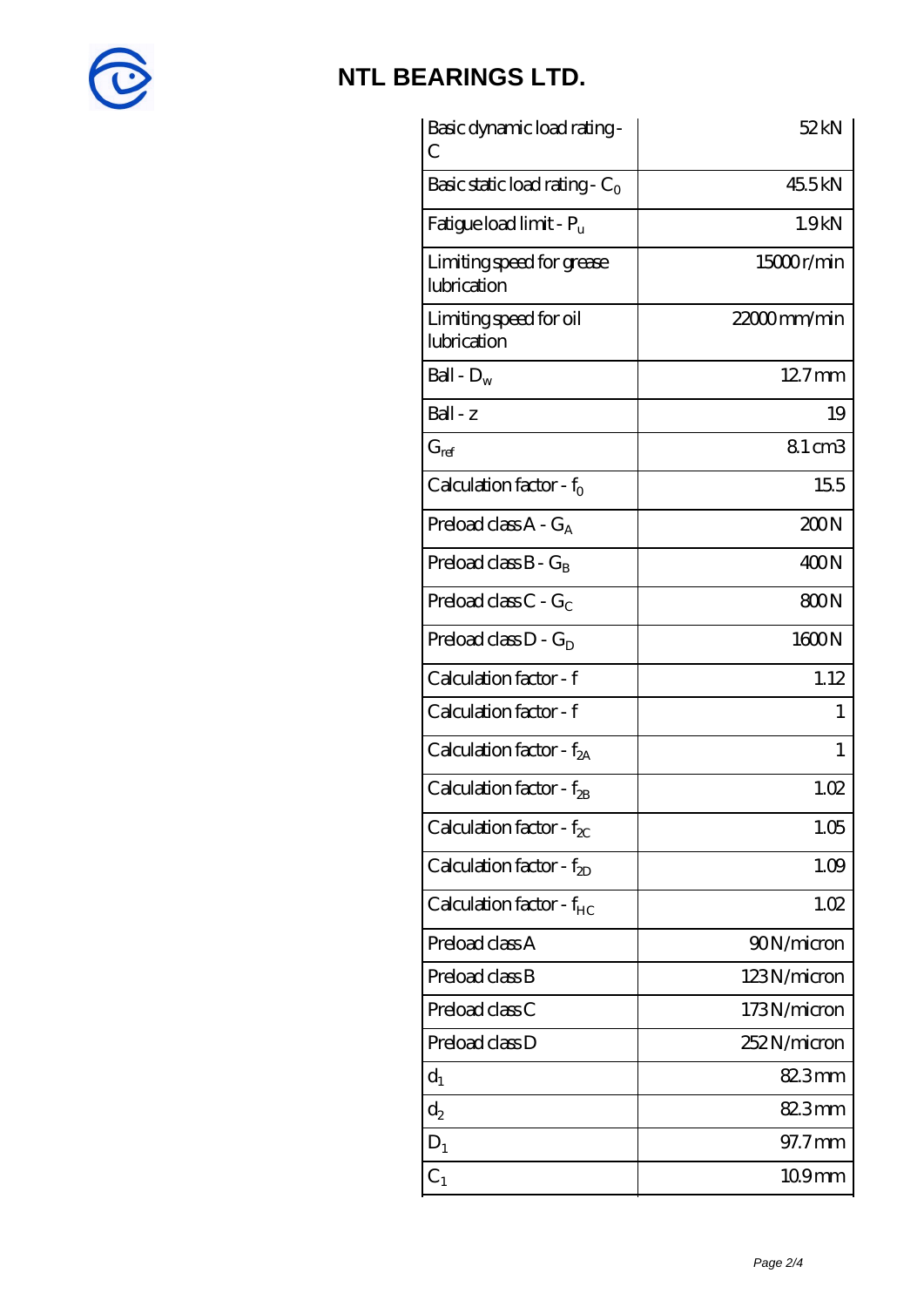# NTL BEARINGS LTD.

| | |
|---|---|
| Basic dynamic load rating - C | 52 kN |
| Basic static load rating - $C_0$ | 45.5 kN |
| Fatigue load limit - $P_u$ | 1.9 kN |
| Limiting speed for grease lubrication | 15000 r/min |
| Limiting speed for oil lubrication | 22000 mm/min |
| Ball - $D_w$ | 12.7 mm |
| Ball - z | 19 |
| $G_{ref}$ | 8.1 cm3 |
| Calculation factor - $f_0$ | 15.5 |
| Preload class A - $G_A$ | 200 N |
| Preload class B - $G_B$ | 400 N |
| Preload class C - $G_C$ | 800 N |
| Preload class D - $G_D$ | 1600 N |
| Calculation factor - f | 1.12 |
| Calculation factor - f | 1 |
| Calculation factor - $f_{2A}$ | 1 |
| Calculation factor - $f_{2B}$ | 1.02 |
| Calculation factor - $f_{2C}$ | 1.05 |
| Calculation factor - $f_{2D}$ | 1.09 |
| Calculation factor - $f_{HC}$ | 1.02 |
| Preload class A | 90 N/micron |
| Preload class B | 123 N/micron |
| Preload class C | 173 N/micron |
| Preload class D | 252 N/micron |
| $d_1$ | 82.3 mm |
| $d_2$ | 82.3 mm |
| $D_1$ | 97.7 mm |
| $C_1$ | 10.9 mm |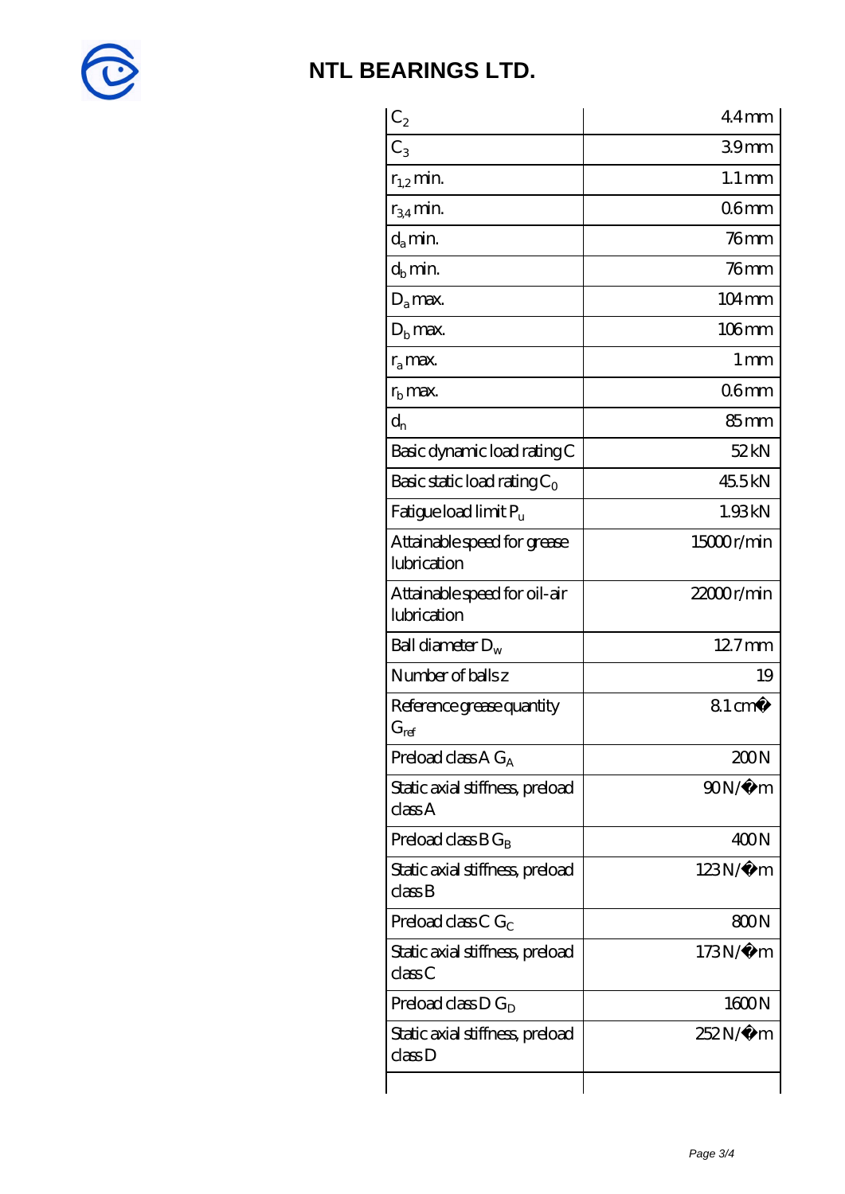# NTL BEARINGS LTD.

| | |
|---|---|
| $C_2$ | 4.4 mm |
| $C_3$ | 3.9 mm |
| $r_{1,2}$ min. | 1.1 mm |
| $r_{3,4}$ min. | 0.6 mm |
| $d_a$ min. | 76 mm |
| $d_b$ min. | 76 mm |
| $D_a$ max. | 104 mm |
| $D_b$ max. | 106 mm |
| $r_a$ max. | 1 mm |
| $r_b$ max. | 0.6 mm |
| $d_n$ | 85 mm |
| Basic dynamic load rating C | 52 kN |
| Basic static load rating $C_0$ | 45.5 kN |
| Fatigue load limit $P_u$ | 1.93 kN |
| Attainable speed for grease lubrication | 15000 r/min |
| Attainable speed for oil-air lubrication | 22000 r/min |
| Ball diameter $D_w$ | 12.7 mm |
| Number of balls z | 19 |
| Reference grease quantity $G_{ref}$ | 8.1 cm� |
| Preload class A $G_A$ | 200 N |
| Static axial stiffness, preload class A | 90 N/�m |
| Preload class B $G_B$ | 400 N |
| Static axial stiffness, preload class B | 123 N/�m |
| Preload class C $G_C$ | 800 N |
| Static axial stiffness, preload class C | 173 N/�m |
| Preload class D $G_D$ | 1600 N |
| Static axial stiffness, preload class D | 252 N/�m |
| | |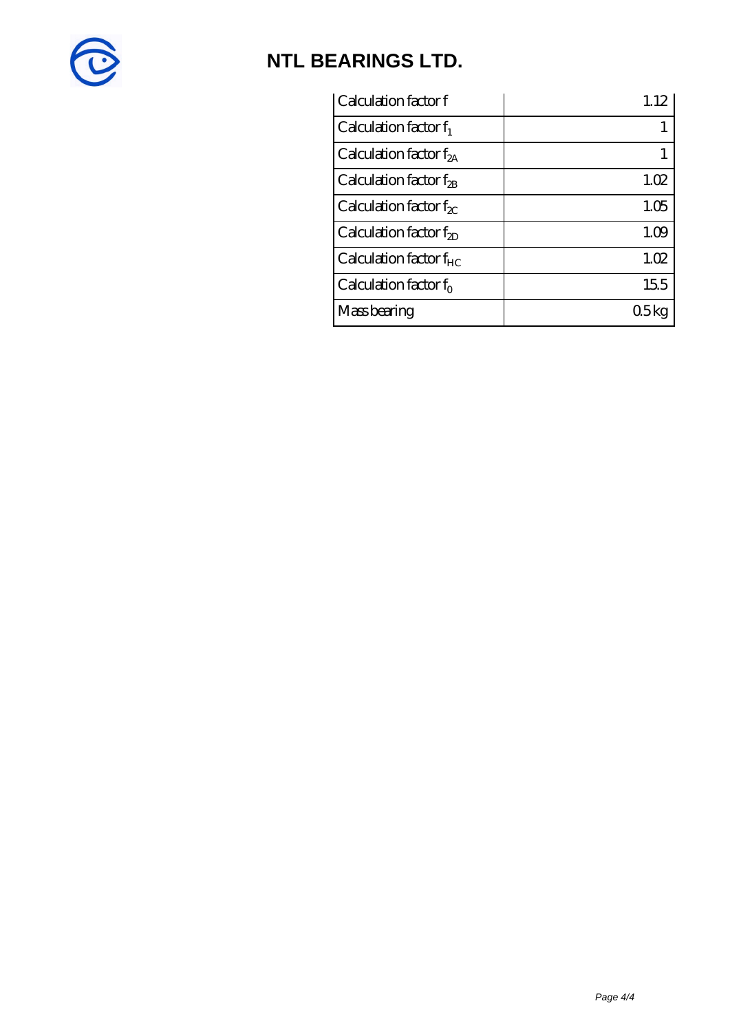| | |
|---|---|
| Calculation factor f | 1.12 |
| Calculation factor $f_1$ | 1 |
| Calculation factor $f_{2A}$ | 1 |
| Calculation factor $f_{2B}$ | 1.02 |
| Calculation factor $f_{2C}$ | 1.05 |
| Calculation factor $f_{2D}$ | 1.09 |
| Calculation factor $f_{HC}$ | 1.02 |
| Calculation factor $f_0$ | 15.5 |
| Mass bearing | 0.5 kg |